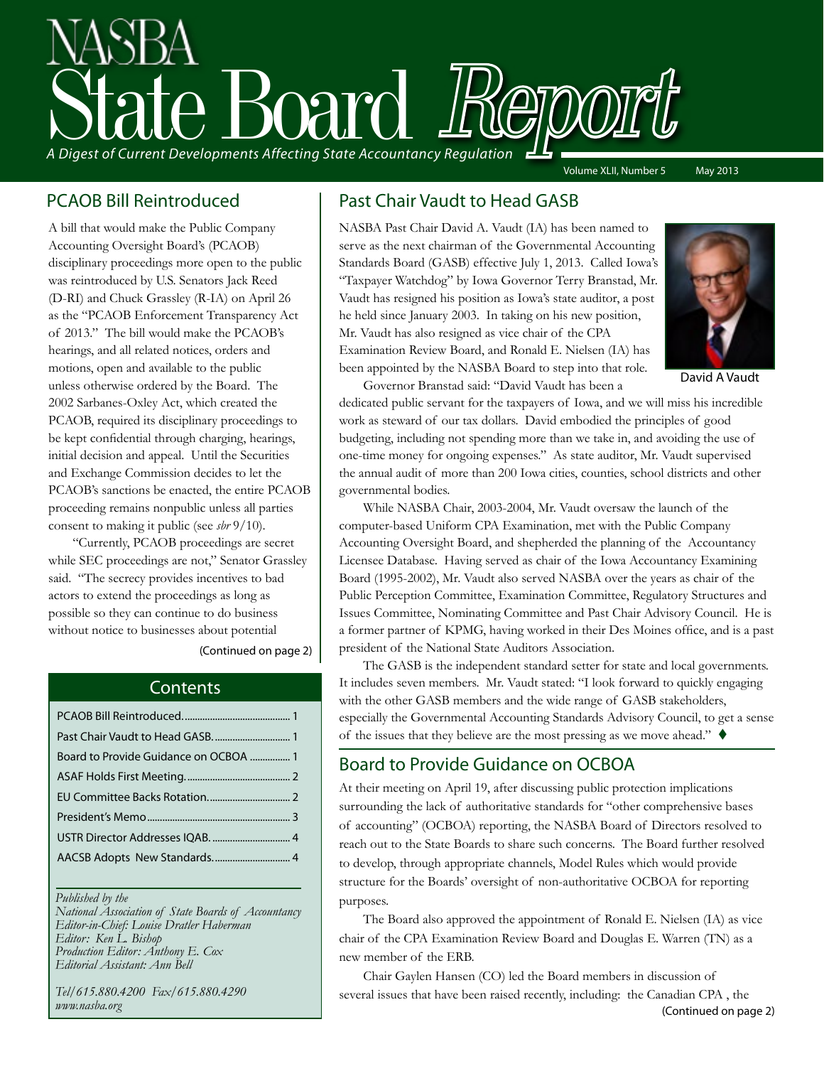# NASBA State Board Report

*A Digest of Current Developments Affecting State Accountancy Regulation*

Volume XLII, Number 5 May 2013

## PCAOB Bill Reintroduced

A bill that would make the Public Company Accounting Oversight Board's (PCAOB) disciplinary proceedings more open to the public was reintroduced by U.S. Senators Jack Reed (D-RI) and Chuck Grassley (R-IA) on April 26 as the "PCAOB Enforcement Transparency Act of 2013." The bill would make the PCAOB's hearings, and all related notices, orders and motions, open and available to the public unless otherwise ordered by the Board. The 2002 Sarbanes-Oxley Act, which created the PCAOB, required its disciplinary proceedings to be kept confidential through charging, hearings, initial decision and appeal. Until the Securities and Exchange Commission decides to let the PCAOB's sanctions be enacted, the entire PCAOB proceeding remains nonpublic unless all parties consent to making it public (see *sbr* 9/10).

"Currently, PCAOB proceedings are secret while SEC proceedings are not," Senator Grassley said. "The secrecy provides incentives to bad actors to extend the proceedings as long as possible so they can continue to do business without notice to businesses about potential

(Continued on page 2)

### Contents

- PCAOB Bill Reintroduced .......... 1
- Past Chair Vaudt to Head GASB .......... 1
- Board to Provide Guidance on OCBOA .......... 1
- ASAF Holds First Meeting .......... 2
- EU Committee Backs Rotation .......... 2
- President's Memo .......... 3
- USTR Director Addresses IQAB .......... 4
- AACSB Adopts New Standards .......... 4

*Published by the National Association of State Boards of Accountancy*
*Editor-in-Chief: Louise Dratler Haberman*
*Editor: Ken L. Bishop*
*Production Editor: Anthony E. Cox*
*Editorial Assistant: Ann Bell*

*Tel/615.880.4200 Fax/615.880.4290*
*www.nasba.org*

## Past Chair Vaudt to Head GASB

NASBA Past Chair David A. Vaudt (IA) has been named to serve as the next chairman of the Governmental Accounting Standards Board (GASB) effective July 1, 2013. Called Iowa's "Taxpayer Watchdog" by Iowa Governor Terry Branstad, Mr. Vaudt has resigned his position as Iowa's state auditor, a post he held since January 2003. In taking on his new position, Mr. Vaudt has also resigned as vice chair of the CPA Examination Review Board, and Ronald E. Nielsen (IA) has been appointed by the NASBA Board to step into that role.

David A Vaudt

Governor Branstad said: "David Vaudt has been a dedicated public servant for the taxpayers of Iowa, and we will miss his incredible work as steward of our tax dollars. David embodied the principles of good budgeting, including not spending more than we take in, and avoiding the use of one-time money for ongoing expenses." As state auditor, Mr. Vaudt supervised the annual audit of more than 200 Iowa cities, counties, school districts and other governmental bodies.

While NASBA Chair, 2003-2004, Mr. Vaudt oversaw the launch of the computer-based Uniform CPA Examination, met with the Public Company Accounting Oversight Board, and shepherded the planning of the Accountancy Licensee Database. Having served as chair of the Iowa Accountancy Examining Board (1995-2002), Mr. Vaudt also served NASBA over the years as chair of the Public Perception Committee, Examination Committee, Regulatory Structures and Issues Committee, Nominating Committee and Past Chair Advisory Council. He is a former partner of KPMG, having worked in their Des Moines office, and is a past president of the National State Auditors Association.

The GASB is the independent standard setter for state and local governments. It includes seven members. Mr. Vaudt stated: "I look forward to quickly engaging with the other GASB members and the wide range of GASB stakeholders, especially the Governmental Accounting Standards Advisory Council, to get a sense of the issues that they believe are the most pressing as we move ahead." ♦

## Board to Provide Guidance on OCBOA

At their meeting on April 19, after discussing public protection implications surrounding the lack of authoritative standards for "other comprehensive bases of accounting" (OCBOA) reporting, the NASBA Board of Directors resolved to reach out to the State Boards to share such concerns. The Board further resolved to develop, through appropriate channels, Model Rules which would provide structure for the Boards' oversight of non-authoritative OCBOA for reporting purposes.

The Board also approved the appointment of Ronald E. Nielsen (IA) as vice chair of the CPA Examination Review Board and Douglas E. Warren (TN) as a new member of the ERB.

Chair Gaylen Hansen (CO) led the Board members in discussion of several issues that have been raised recently, including: the Canadian CPA , the

(Continued on page 2)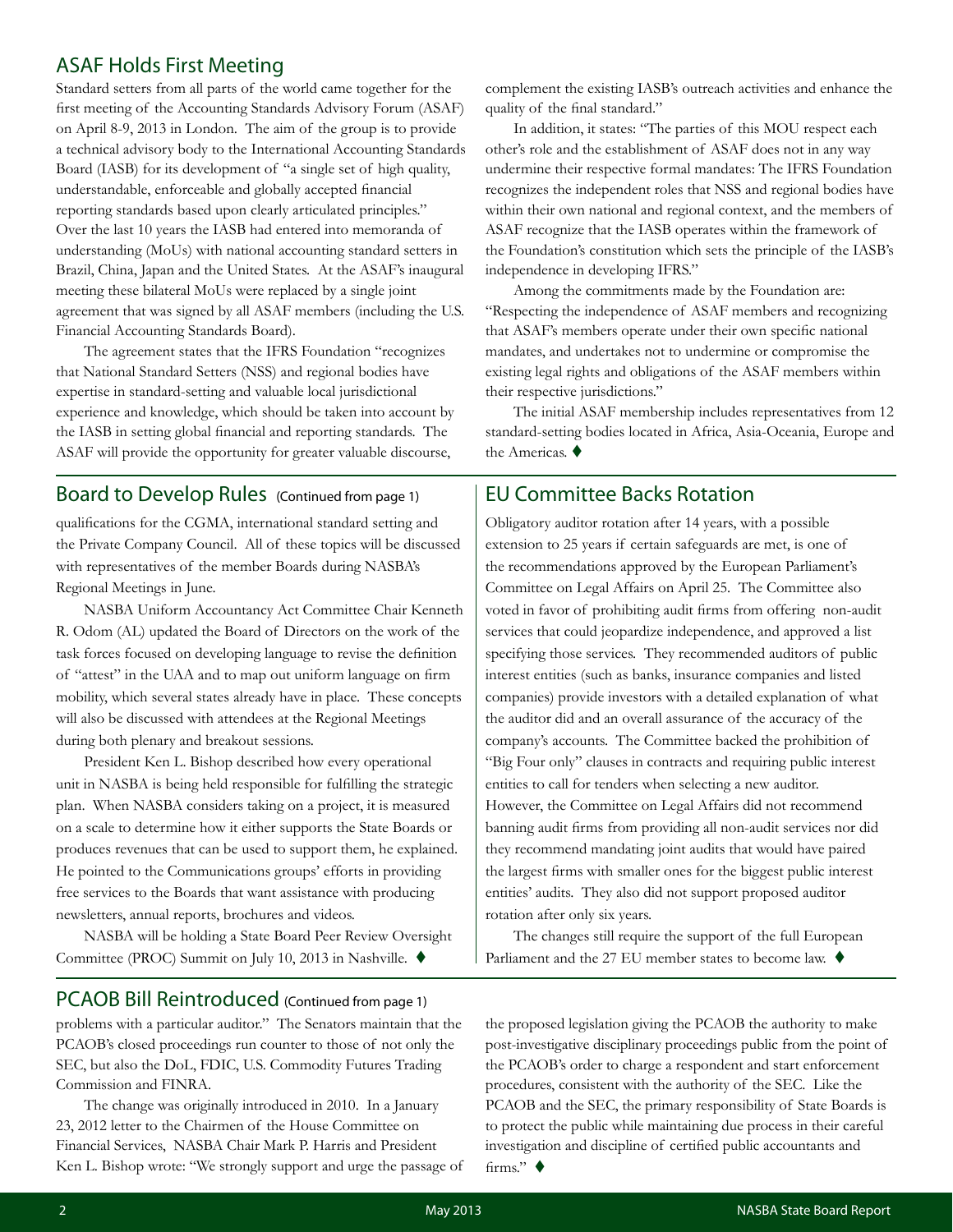## ASAF Holds First Meeting

Standard setters from all parts of the world came together for the first meeting of the Accounting Standards Advisory Forum (ASAF) on April 8-9, 2013 in London. The aim of the group is to provide a technical advisory body to the International Accounting Standards Board (IASB) for its development of "a single set of high quality, understandable, enforceable and globally accepted financial reporting standards based upon clearly articulated principles." Over the last 10 years the IASB had entered into memoranda of understanding (MoUs) with national accounting standard setters in Brazil, China, Japan and the United States. At the ASAF's inaugural meeting these bilateral MoUs were replaced by a single joint agreement that was signed by all ASAF members (including the U.S. Financial Accounting Standards Board).

The agreement states that the IFRS Foundation "recognizes that National Standard Setters (NSS) and regional bodies have expertise in standard-setting and valuable local jurisdictional experience and knowledge, which should be taken into account by the IASB in setting global financial and reporting standards. The ASAF will provide the opportunity for greater valuable discourse, complement the existing IASB's outreach activities and enhance the quality of the final standard."

In addition, it states: "The parties of this MOU respect each other's role and the establishment of ASAF does not in any way undermine their respective formal mandates: The IFRS Foundation recognizes the independent roles that NSS and regional bodies have within their own national and regional context, and the members of ASAF recognize that the IASB operates within the framework of the Foundation's constitution which sets the principle of the IASB's independence in developing IFRS."

Among the commitments made by the Foundation are: "Respecting the independence of ASAF members and recognizing that ASAF's members operate under their own specific national mandates, and undertakes not to undermine or compromise the existing legal rights and obligations of the ASAF members within their respective jurisdictions."

The initial ASAF membership includes representatives from 12 standard-setting bodies located in Africa, Asia-Oceania, Europe and the Americas. ♦

## Board to Develop Rules (Continued from page 1)

qualifications for the CGMA, international standard setting and the Private Company Council. All of these topics will be discussed with representatives of the member Boards during NASBA's Regional Meetings in June.

NASBA Uniform Accountancy Act Committee Chair Kenneth R. Odom (AL) updated the Board of Directors on the work of the task forces focused on developing language to revise the definition of "attest" in the UAA and to map out uniform language on firm mobility, which several states already have in place. These concepts will also be discussed with attendees at the Regional Meetings during both plenary and breakout sessions.

President Ken L. Bishop described how every operational unit in NASBA is being held responsible for fulfilling the strategic plan. When NASBA considers taking on a project, it is measured on a scale to determine how it either supports the State Boards or produces revenues that can be used to support them, he explained. He pointed to the Communications groups' efforts in providing free services to the Boards that want assistance with producing newsletters, annual reports, brochures and videos.

NASBA will be holding a State Board Peer Review Oversight Committee (PROC) Summit on July 10, 2013 in Nashville. ♦

## EU Committee Backs Rotation

Obligatory auditor rotation after 14 years, with a possible extension to 25 years if certain safeguards are met, is one of the recommendations approved by the European Parliament's Committee on Legal Affairs on April 25. The Committee also voted in favor of prohibiting audit firms from offering non-audit services that could jeopardize independence, and approved a list specifying those services. They recommended auditors of public interest entities (such as banks, insurance companies and listed companies) provide investors with a detailed explanation of what the auditor did and an overall assurance of the accuracy of the company's accounts. The Committee backed the prohibition of "Big Four only" clauses in contracts and requiring public interest entities to call for tenders when selecting a new auditor. However, the Committee on Legal Affairs did not recommend banning audit firms from providing all non-audit services nor did they recommend mandating joint audits that would have paired the largest firms with smaller ones for the biggest public interest entities' audits. They also did not support proposed auditor rotation after only six years.

The changes still require the support of the full European Parliament and the 27 EU member states to become law. ♦

## PCAOB Bill Reintroduced (Continued from page 1)

problems with a particular auditor." The Senators maintain that the PCAOB's closed proceedings run counter to those of not only the SEC, but also the DoL, FDIC, U.S. Commodity Futures Trading Commission and FINRA.

The change was originally introduced in 2010. In a January 23, 2012 letter to the Chairmen of the House Committee on Financial Services, NASBA Chair Mark P. Harris and President Ken L. Bishop wrote: "We strongly support and urge the passage of the proposed legislation giving the PCAOB the authority to make post-investigative disciplinary proceedings public from the point of the PCAOB's order to charge a respondent and start enforcement procedures, consistent with the authority of the SEC. Like the PCAOB and the SEC, the primary responsibility of State Boards is to protect the public while maintaining due process in their careful investigation and discipline of certified public accountants and firms." ♦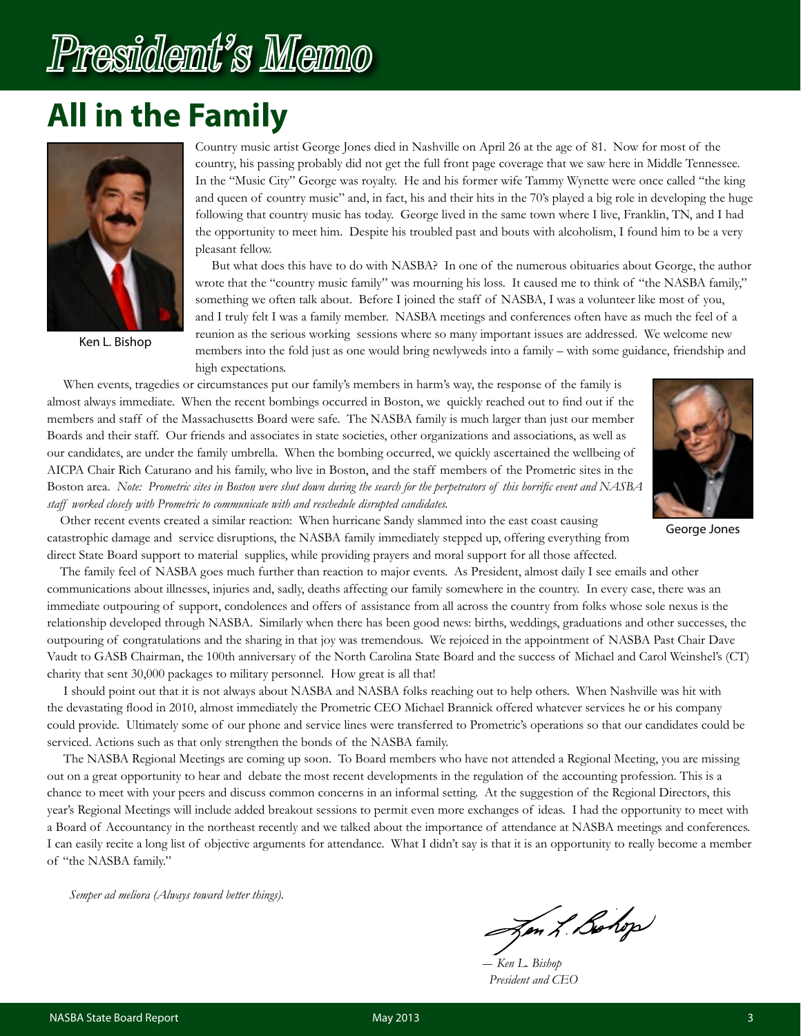# President's Memo

## All in the Family

Ken L. Bishop

Country music artist George Jones died in Nashville on April 26 at the age of 81. Now for most of the country, his passing probably did not get the full front page coverage that we saw here in Middle Tennessee. In the "Music City" George was royalty. He and his former wife Tammy Wynette were once called "the king and queen of country music" and, in fact, his and their hits in the 70's played a big role in developing the huge following that country music has today. George lived in the same town where I live, Franklin, TN, and I had the opportunity to meet him. Despite his troubled past and bouts with alcoholism, I found him to be a very pleasant fellow.

But what does this have to do with NASBA? In one of the numerous obituaries about George, the author wrote that the "country music family" was mourning his loss. It caused me to think of "the NASBA family," something we often talk about. Before I joined the staff of NASBA, I was a volunteer like most of you, and I truly felt I was a family member. NASBA meetings and conferences often have as much the feel of a reunion as the serious working sessions where so many important issues are addressed. We welcome new members into the fold just as one would bring newlyweds into a family – with some guidance, friendship and high expectations.

When events, tragedies or circumstances put our family's members in harm's way, the response of the family is almost always immediate. When the recent bombings occurred in Boston, we quickly reached out to find out if the members and staff of the Massachusetts Board were safe. The NASBA family is much larger than just our member Boards and their staff. Our friends and associates in state societies, other organizations and associations, as well as our candidates, are under the family umbrella. When the bombing occurred, we quickly ascertained the wellbeing of AICPA Chair Rich Caturano and his family, who live in Boston, and the staff members of the Prometric sites in the Boston area. *Note: Prometric sites in Boston were shut down during the search for the perpetrators of this horrific event and NASBA staff worked closely with Prometric to communicate with and reschedule disrupted candidates.*

George Jones

Other recent events created a similar reaction: When hurricane Sandy slammed into the east coast causing catastrophic damage and service disruptions, the NASBA family immediately stepped up, offering everything from direct State Board support to material supplies, while providing prayers and moral support for all those affected.

The family feel of NASBA goes much further than reaction to major events. As President, almost daily I see emails and other communications about illnesses, injuries and, sadly, deaths affecting our family somewhere in the country. In every case, there was an immediate outpouring of support, condolences and offers of assistance from all across the country from folks whose sole nexus is the relationship developed through NASBA. Similarly when there has been good news: births, weddings, graduations and other successes, the outpouring of congratulations and the sharing in that joy was tremendous. We rejoiced in the appointment of NASBA Past Chair Dave Vaudt to GASB Chairman, the 100th anniversary of the North Carolina State Board and the success of Michael and Carol Weinshel's (CT) charity that sent 30,000 packages to military personnel. How great is all that!

I should point out that it is not always about NASBA and NASBA folks reaching out to help others. When Nashville was hit with the devastating flood in 2010, almost immediately the Prometric CEO Michael Brannick offered whatever services he or his company could provide. Ultimately some of our phone and service lines were transferred to Prometric's operations so that our candidates could be serviced. Actions such as that only strengthen the bonds of the NASBA family.

The NASBA Regional Meetings are coming up soon. To Board members who have not attended a Regional Meeting, you are missing out on a great opportunity to hear and debate the most recent developments in the regulation of the accounting profession. This is a chance to meet with your peers and discuss common concerns in an informal setting. At the suggestion of the Regional Directors, this year's Regional Meetings will include added breakout sessions to permit even more exchanges of ideas. I had the opportunity to meet with a Board of Accountancy in the northeast recently and we talked about the importance of attendance at NASBA meetings and conferences. I can easily recite a long list of objective arguments for attendance. What I didn't say is that it is an opportunity to really become a member of "the NASBA family."

*Semper ad meliora (Always toward better things).*

*— Ken L. Bishop*
*President and CEO*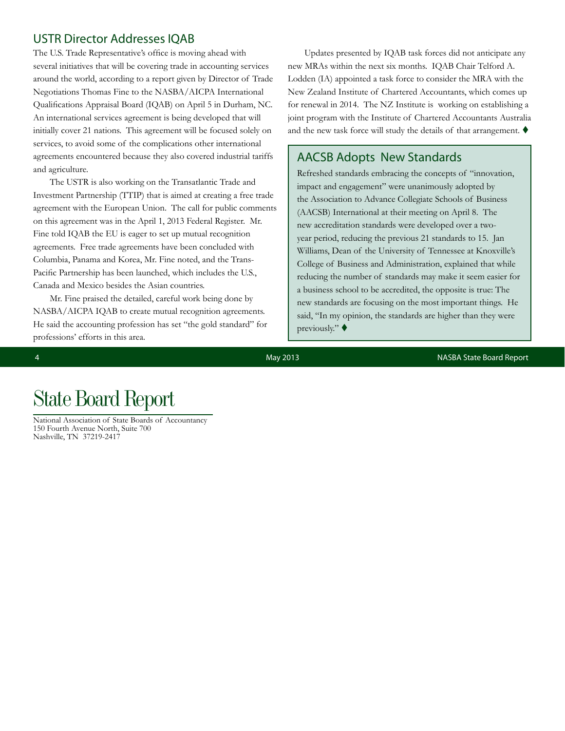## USTR Director Addresses IQAB

The U.S. Trade Representative's office is moving ahead with several initiatives that will be covering trade in accounting services around the world, according to a report given by Director of Trade Negotiations Thomas Fine to the NASBA/AICPA International Qualifications Appraisal Board (IQAB) on April 5 in Durham, NC. An international services agreement is being developed that will initially cover 21 nations. This agreement will be focused solely on services, to avoid some of the complications other international agreements encountered because they also covered industrial tariffs and agriculture.

The USTR is also working on the Transatlantic Trade and Investment Partnership (TTIP) that is aimed at creating a free trade agreement with the European Union. The call for public comments on this agreement was in the April 1, 2013 Federal Register. Mr. Fine told IQAB the EU is eager to set up mutual recognition agreements. Free trade agreements have been concluded with Columbia, Panama and Korea, Mr. Fine noted, and the Trans-Pacific Partnership has been launched, which includes the U.S., Canada and Mexico besides the Asian countries.

Mr. Fine praised the detailed, careful work being done by NASBA/AICPA IQAB to create mutual recognition agreements. He said the accounting profession has set "the gold standard" for professions' efforts in this area.

Updates presented by IQAB task forces did not anticipate any new MRAs within the next six months. IQAB Chair Telford A. Lodden (IA) appointed a task force to consider the MRA with the New Zealand Institute of Chartered Accountants, which comes up for renewal in 2014. The NZ Institute is working on establishing a joint program with the Institute of Chartered Accountants Australia and the new task force will study the details of that arrangement. ♦

## AACSB Adopts New Standards

Refreshed standards embracing the concepts of "innovation, impact and engagement" were unanimously adopted by the Association to Advance Collegiate Schools of Business (AACSB) International at their meeting on April 8. The new accreditation standards were developed over a two-year period, reducing the previous 21 standards to 15. Jan Williams, Dean of the University of Tennessee at Knoxville's College of Business and Administration, explained that while reducing the number of standards may make it seem easier for a business school to be accredited, the opposite is true: The new standards are focusing on the most important things. He said, "In my opinion, the standards are higher than they were previously." ♦

# State Board Report

National Association of State Boards of Accountancy
150 Fourth Avenue North, Suite 700
Nashville, TN 37219-2417